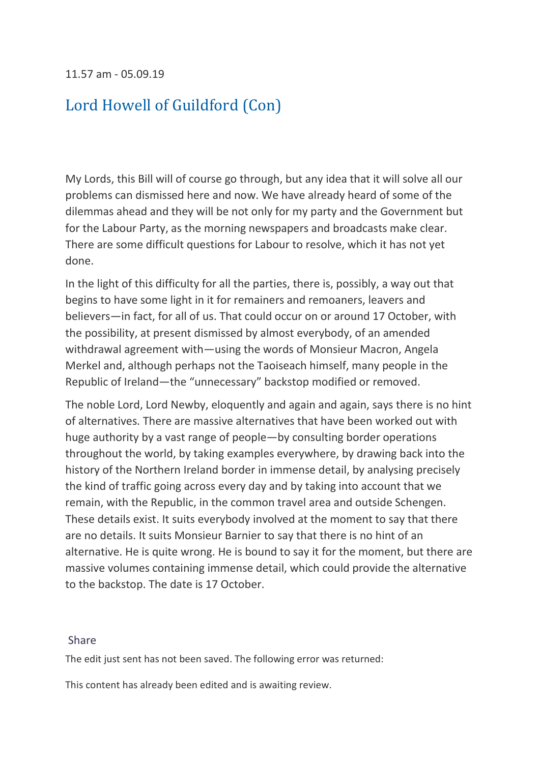11.57 am - 05.09.19

## Lord Howell of Guildford (Con)

My Lords, this Bill will of course go through, but any idea that it will solve all our problems can dismissed here and now. We have already heard of some of the dilemmas ahead and they will be not only for my party and the Government but for the Labour Party, as the morning newspapers and broadcasts make clear. There are some difficult questions for Labour to resolve, which it has not yet done.

In the light of this difficulty for all the parties, there is, possibly, a way out that begins to have some light in it for remainers and remoaners, leavers and believers—in fact, for all of us. That could occur on or around 17 October, with the possibility, at present dismissed by almost everybody, of an amended withdrawal agreement with—using the words of Monsieur Macron, Angela Merkel and, although perhaps not the Taoiseach himself, many people in the Republic of Ireland—the "unnecessary" backstop modified or removed.

The noble Lord, Lord Newby, eloquently and again and again, says there is no hint of alternatives. There are massive alternatives that have been worked out with huge authority by a vast range of people—by consulting border operations throughout the world, by taking examples everywhere, by drawing back into the history of the Northern Ireland border in immense detail, by analysing precisely the kind of traffic going across every day and by taking into account that we remain, with the Republic, in the common travel area and outside Schengen. These details exist. It suits everybody involved at the moment to say that there are no details. It suits Monsieur Barnier to say that there is no hint of an alternative. He is quite wrong. He is bound to say it for the moment, but there are massive volumes containing immense detail, which could provide the alternative to the backstop. The date is 17 October.

Share

The edit just sent has not been saved. The following error was returned:

This content has already been edited and is awaiting review.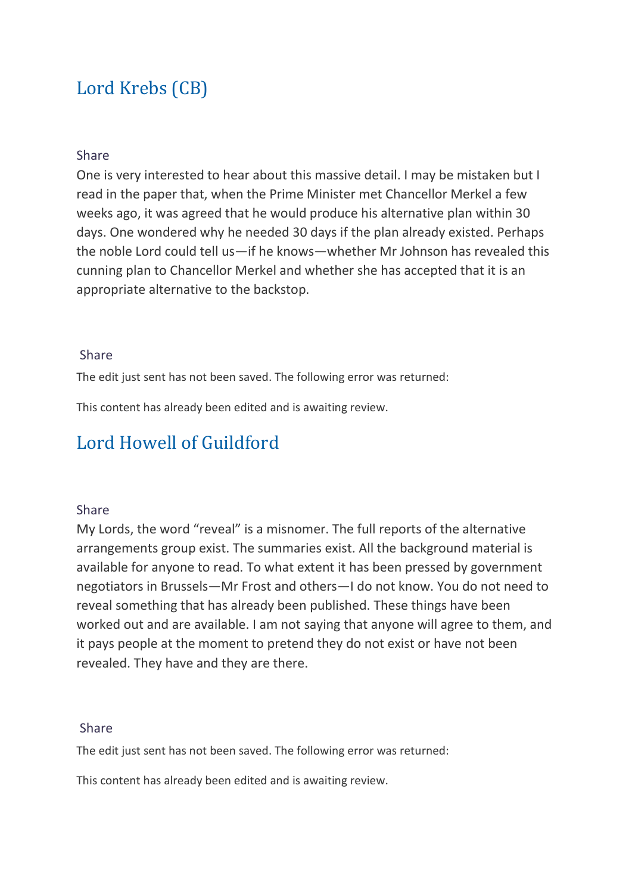## Lord Krebs (CB)

Share

One is very interested to hear about this massive detail. I may be mistaken but I read in the paper that, when the Prime Minister met Chancellor Merkel a few weeks ago, it was agreed that he would produce his alternative plan within 30 days. One wondered why he needed 30 days if the plan already existed. Perhaps the noble Lord could tell us—if he knows—whether Mr Johnson has revealed this cunning plan to Chancellor Merkel and whether she has accepted that it is an appropriate alternative to the backstop.

Share

The edit just sent has not been saved. The following error was returned:

This content has already been edited and is awaiting review.

## Lord Howell of Guildford

Share

My Lords, the word "reveal" is a misnomer. The full reports of the alternative arrangements group exist. The summaries exist. All the background material is available for anyone to read. To what extent it has been pressed by government negotiators in Brussels—Mr Frost and others—I do not know. You do not need to reveal something that has already been published. These things have been worked out and are available. I am not saying that anyone will agree to them, and it pays people at the moment to pretend they do not exist or have not been revealed. They have and they are there.

Share

The edit just sent has not been saved. The following error was returned:

This content has already been edited and is awaiting review.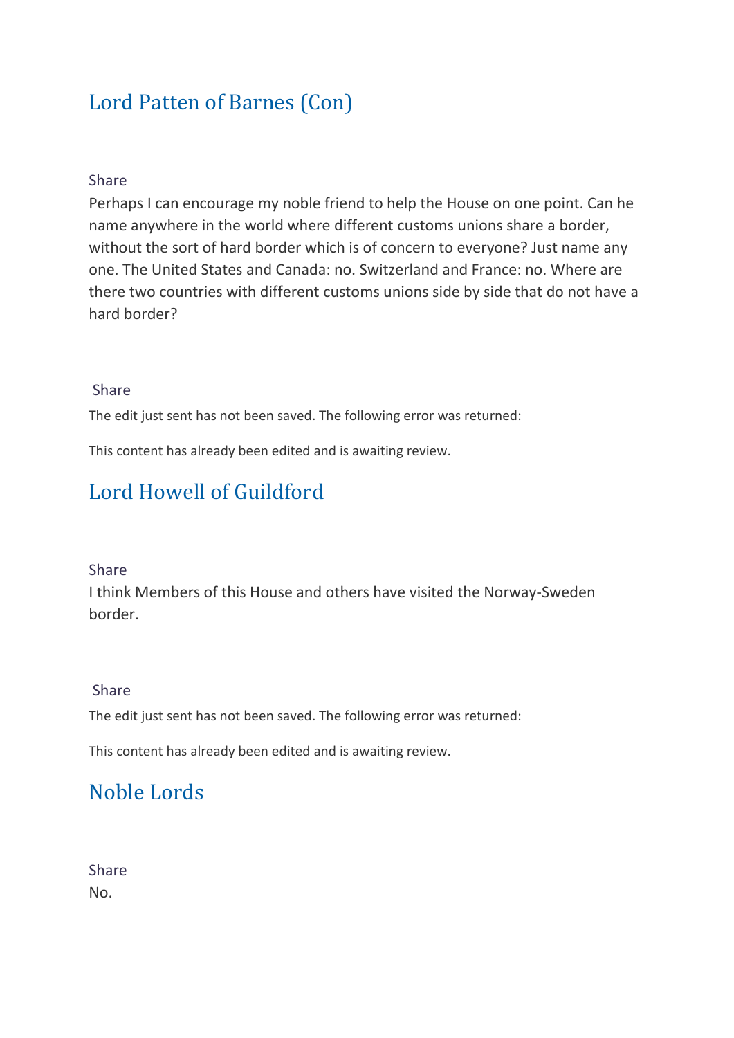## Lord Patten of Barnes (Con)

Share

Perhaps I can encourage my noble friend to help the House on one point. Can he name anywhere in the world where different customs unions share a border, without the sort of hard border which is of concern to everyone? Just name any one. The United States and Canada: no. Switzerland and France: no. Where are there two countries with different customs unions side by side that do not have a hard border?

Share

The edit just sent has not been saved. The following error was returned:

This content has already been edited and is awaiting review.

## Lord Howell of Guildford

Share

I think Members of this House and others have visited the Norway-Sweden border.

Share

The edit just sent has not been saved. The following error was returned:

This content has already been edited and is awaiting review.

## Noble Lords

Share

No.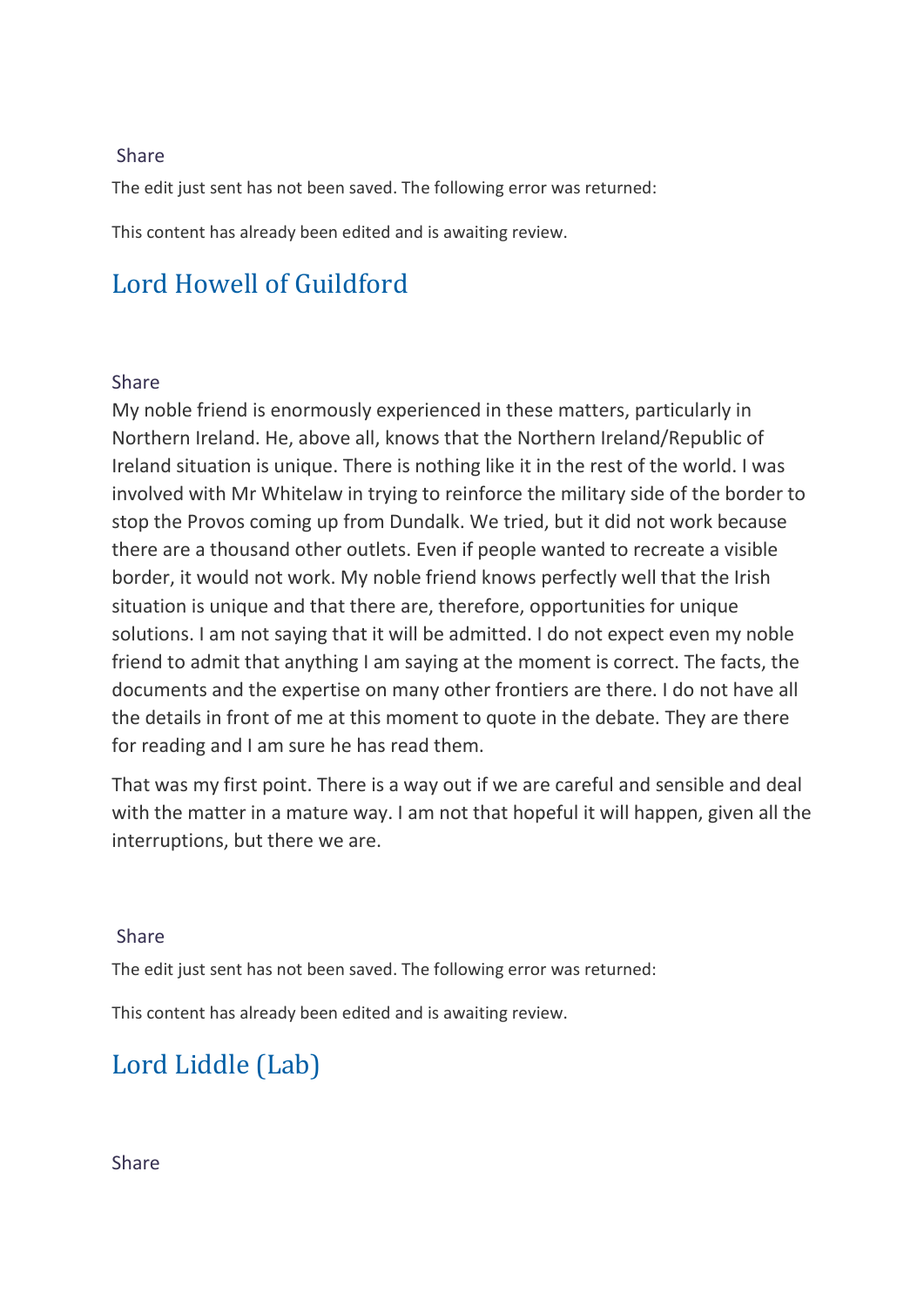Share

The edit just sent has not been saved. The following error was returned:

This content has already been edited and is awaiting review.

## Lord Howell of Guildford

Share

My noble friend is enormously experienced in these matters, particularly in Northern Ireland. He, above all, knows that the Northern Ireland/Republic of Ireland situation is unique. There is nothing like it in the rest of the world. I was involved with Mr Whitelaw in trying to reinforce the military side of the border to stop the Provos coming up from Dundalk. We tried, but it did not work because there are a thousand other outlets. Even if people wanted to recreate a visible border, it would not work. My noble friend knows perfectly well that the Irish situation is unique and that there are, therefore, opportunities for unique solutions. I am not saying that it will be admitted. I do not expect even my noble friend to admit that anything I am saying at the moment is correct. The facts, the documents and the expertise on many other frontiers are there. I do not have all the details in front of me at this moment to quote in the debate. They are there for reading and I am sure he has read them.

That was my first point. There is a way out if we are careful and sensible and deal with the matter in a mature way. I am not that hopeful it will happen, given all the interruptions, but there we are.

Share

The edit just sent has not been saved. The following error was returned:

This content has already been edited and is awaiting review.

## Lord Liddle (Lab)

Share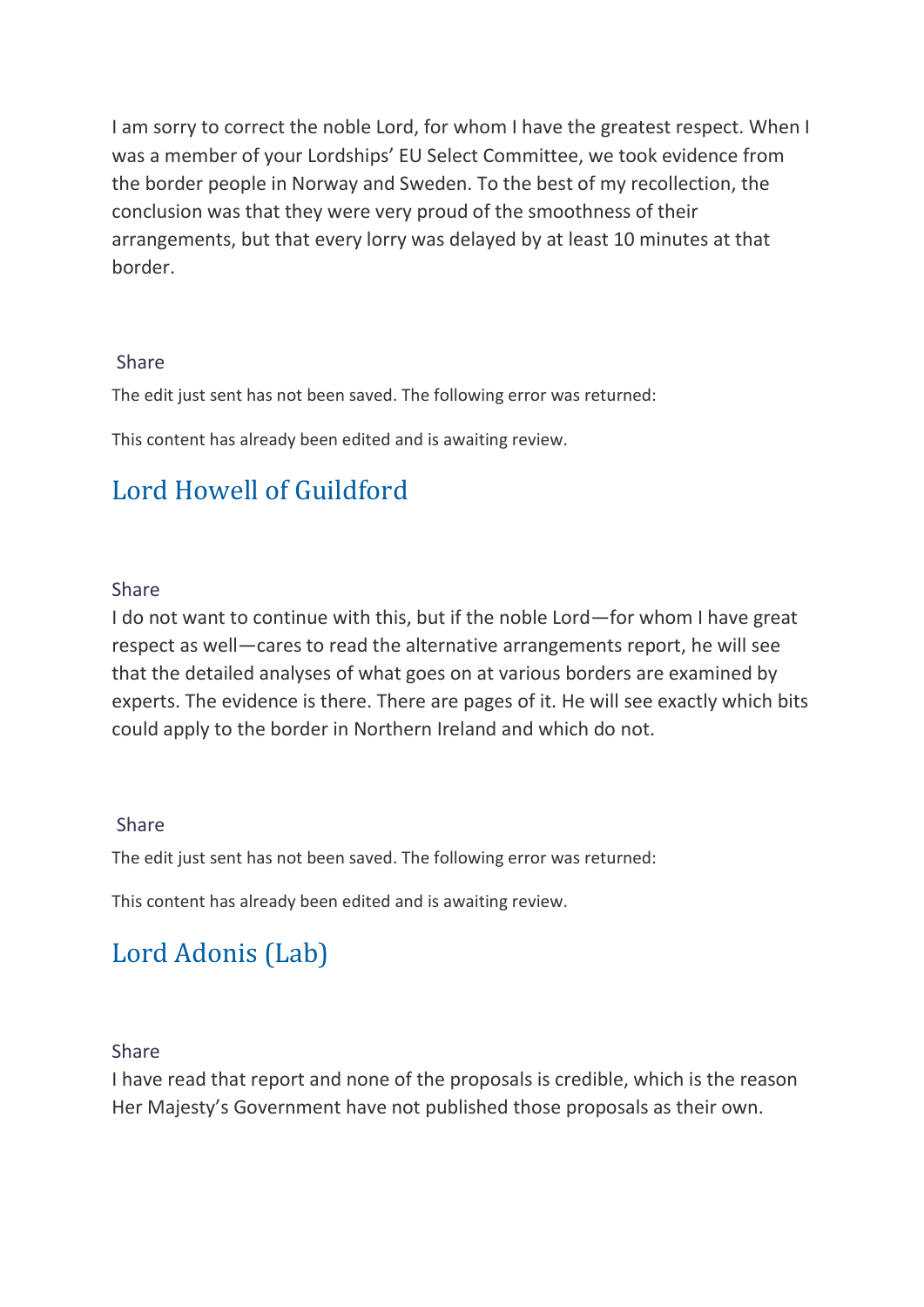I am sorry to correct the noble Lord, for whom I have the greatest respect. When I was a member of your Lordships' EU Select Committee, we took evidence from the border people in Norway and Sweden. To the best of my recollection, the conclusion was that they were very proud of the smoothness of their arrangements, but that every lorry was delayed by at least 10 minutes at that border.

Share

The edit just sent has not been saved. The following error was returned:

This content has already been edited and is awaiting review.

## Lord Howell of Guildford

Share

I do not want to continue with this, but if the noble Lord—for whom I have great respect as well—cares to read the alternative arrangements report, he will see that the detailed analyses of what goes on at various borders are examined by experts. The evidence is there. There are pages of it. He will see exactly which bits could apply to the border in Northern Ireland and which do not.

Share

The edit just sent has not been saved. The following error was returned:

This content has already been edited and is awaiting review.

## Lord Adonis (Lab)

Share

I have read that report and none of the proposals is credible, which is the reason Her Majesty's Government have not published those proposals as their own.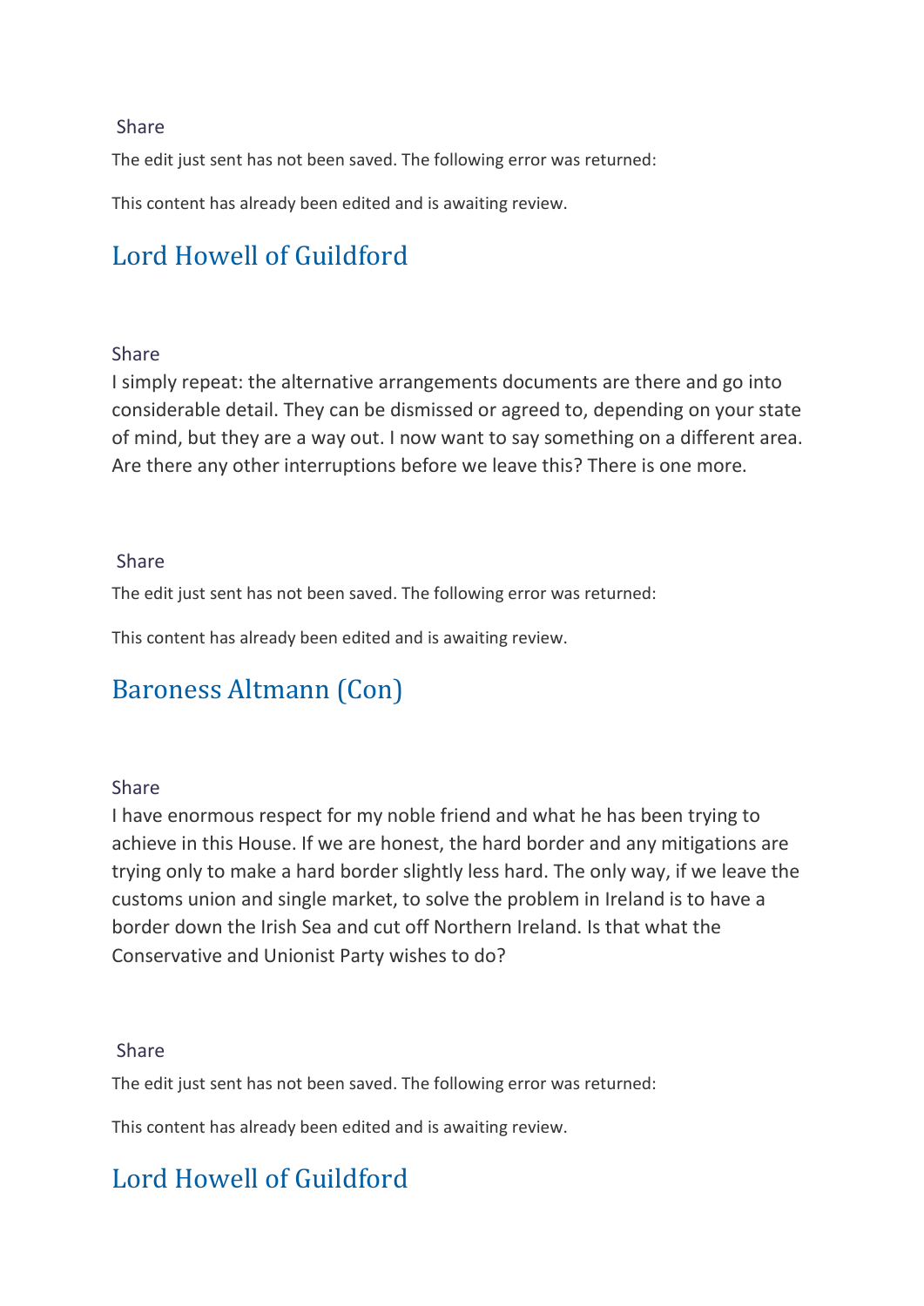Share

The edit just sent has not been saved. The following error was returned:

This content has already been edited and is awaiting review.

## Lord Howell of Guildford

Share

I simply repeat: the alternative arrangements documents are there and go into considerable detail. They can be dismissed or agreed to, depending on your state of mind, but they are a way out. I now want to say something on a different area. Are there any other interruptions before we leave this? There is one more.

Share

The edit just sent has not been saved. The following error was returned:

This content has already been edited and is awaiting review.

## Baroness Altmann (Con)

Share

I have enormous respect for my noble friend and what he has been trying to achieve in this House. If we are honest, the hard border and any mitigations are trying only to make a hard border slightly less hard. The only way, if we leave the customs union and single market, to solve the problem in Ireland is to have a border down the Irish Sea and cut off Northern Ireland. Is that what the Conservative and Unionist Party wishes to do?

Share

The edit just sent has not been saved. The following error was returned:

This content has already been edited and is awaiting review.

## Lord Howell of Guildford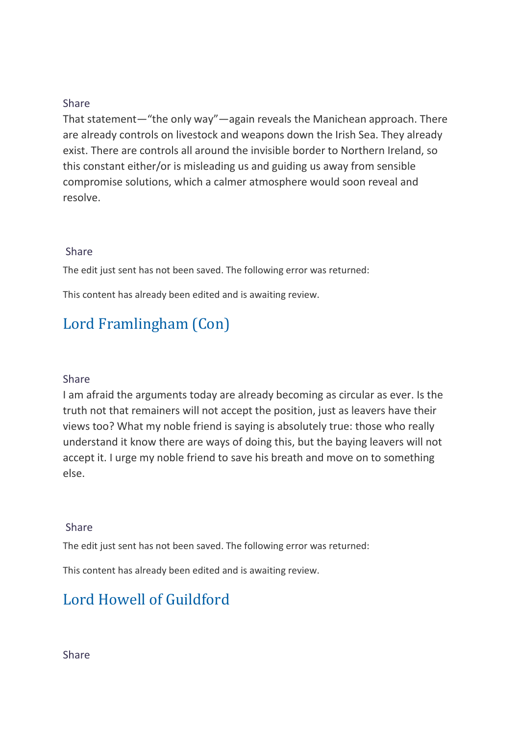Share

That statement—"the only way"—again reveals the Manichean approach. There are already controls on livestock and weapons down the Irish Sea. They already exist. There are controls all around the invisible border to Northern Ireland, so this constant either/or is misleading us and guiding us away from sensible compromise solutions, which a calmer atmosphere would soon reveal and resolve.

Share

The edit just sent has not been saved. The following error was returned:

This content has already been edited and is awaiting review.

## Lord Framlingham (Con)

Share

I am afraid the arguments today are already becoming as circular as ever. Is the truth not that remainers will not accept the position, just as leavers have their views too? What my noble friend is saying is absolutely true: those who really understand it know there are ways of doing this, but the baying leavers will not accept it. I urge my noble friend to save his breath and move on to something else.

Share

The edit just sent has not been saved. The following error was returned:

This content has already been edited and is awaiting review.

## Lord Howell of Guildford

Share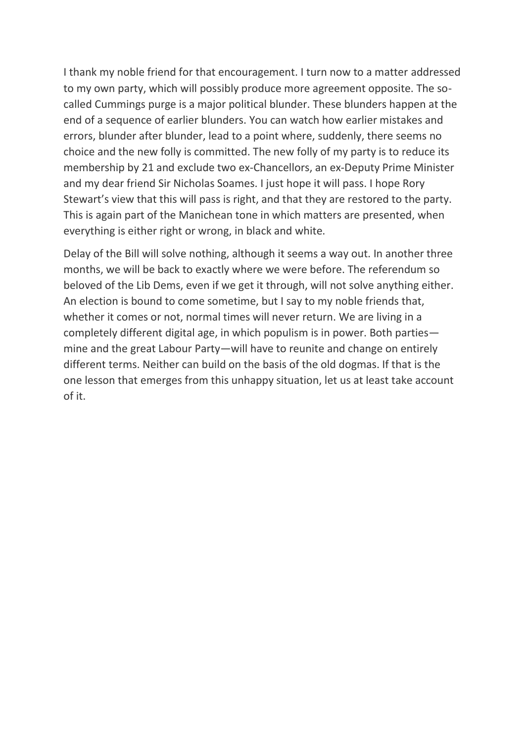I thank my noble friend for that encouragement. I turn now to a matter addressed to my own party, which will possibly produce more agreement opposite. The so-called Cummings purge is a major political blunder. These blunders happen at the end of a sequence of earlier blunders. You can watch how earlier mistakes and errors, blunder after blunder, lead to a point where, suddenly, there seems no choice and the new folly is committed. The new folly of my party is to reduce its membership by 21 and exclude two ex-Chancellors, an ex-Deputy Prime Minister and my dear friend Sir Nicholas Soames. I just hope it will pass. I hope Rory Stewart's view that this will pass is right, and that they are restored to the party. This is again part of the Manichean tone in which matters are presented, when everything is either right or wrong, in black and white.

Delay of the Bill will solve nothing, although it seems a way out. In another three months, we will be back to exactly where we were before. The referendum so beloved of the Lib Dems, even if we get it through, will not solve anything either. An election is bound to come sometime, but I say to my noble friends that, whether it comes or not, normal times will never return. We are living in a completely different digital age, in which populism is in power. Both parties—mine and the great Labour Party—will have to reunite and change on entirely different terms. Neither can build on the basis of the old dogmas. If that is the one lesson that emerges from this unhappy situation, let us at least take account of it.